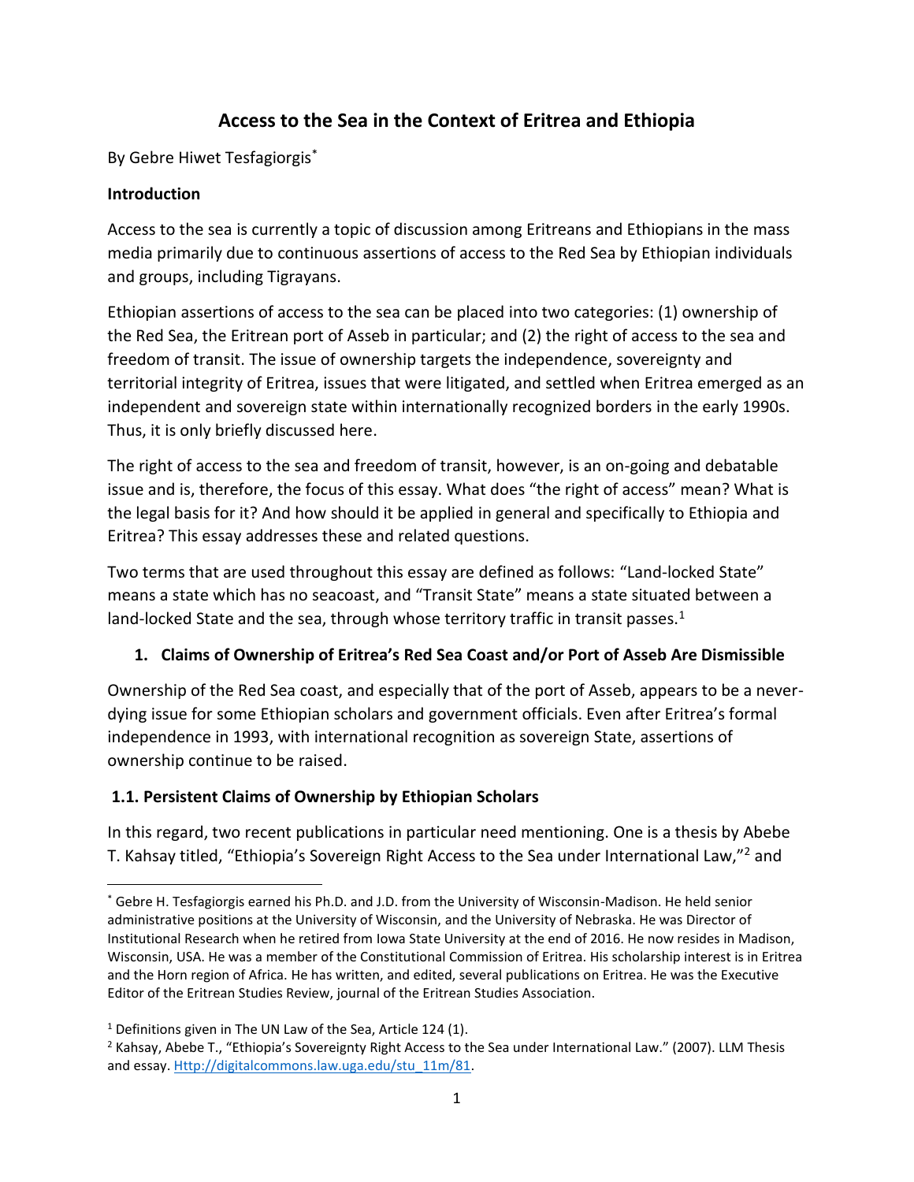# Access to the Sea in the Context of Eritrea and Ethiopia

By Gebre Hiwet Tesfagiorgis[*]

**Introduction**

Access to the sea is currently a topic of discussion among Eritreans and Ethiopians in the mass media primarily due to continuous assertions of access to the Red Sea by Ethiopian individuals and groups, including Tigrayans.

Ethiopian assertions of access to the sea can be placed into two categories: (1) ownership of the Red Sea, the Eritrean port of Asseb in particular; and (2) the right of access to the sea and freedom of transit. The issue of ownership targets the independence, sovereignty and territorial integrity of Eritrea, issues that were litigated, and settled when Eritrea emerged as an independent and sovereign state within internationally recognized borders in the early 1990s. Thus, it is only briefly discussed here.

The right of access to the sea and freedom of transit, however, is an on-going and debatable issue and is, therefore, the focus of this essay. What does "the right of access" mean? What is the legal basis for it? And how should it be applied in general and specifically to Ethiopia and Eritrea? This essay addresses these and related questions.

Two terms that are used throughout this essay are defined as follows: "Land-locked State" means a state which has no seacoast, and "Transit State" means a state situated between a land-locked State and the sea, through whose territory traffic in transit passes.[1]

## 1. Claims of Ownership of Eritrea's Red Sea Coast and/or Port of Asseb Are Dismissible

Ownership of the Red Sea coast, and especially that of the port of Asseb, appears to be a never-dying issue for some Ethiopian scholars and government officials. Even after Eritrea's formal independence in 1993, with international recognition as sovereign State, assertions of ownership continue to be raised.

### 1.1. Persistent Claims of Ownership by Ethiopian Scholars

In this regard, two recent publications in particular need mentioning. One is a thesis by Abebe T. Kahsay titled, "Ethiopia's Sovereign Right Access to the Sea under International Law,"[2] and

---

[*] Gebre H. Tesfagiorgis earned his Ph.D. and J.D. from the University of Wisconsin-Madison. He held senior administrative positions at the University of Wisconsin, and the University of Nebraska. He was Director of Institutional Research when he retired from Iowa State University at the end of 2016. He now resides in Madison, Wisconsin, USA. He was a member of the Constitutional Commission of Eritrea. His scholarship interest is in Eritrea and the Horn region of Africa. He has written, and edited, several publications on Eritrea. He was the Executive Editor of the Eritrean Studies Review, journal of the Eritrean Studies Association.

[1] Definitions given in The UN Law of the Sea, Article 124 (1).

[2] Kahsay, Abebe T., "Ethiopia's Sovereignty Right Access to the Sea under International Law." (2007). LLM Thesis and essay. Http://digitalcommons.law.uga.edu/stu_11m/81.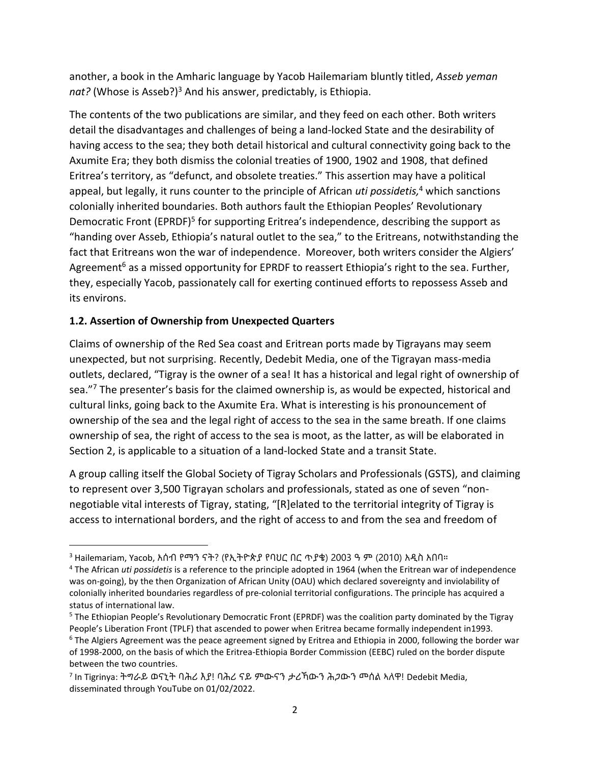another, a book in the Amharic language by Yacob Hailemariam bluntly titled, *Asseb yeman nat?* (Whose is Asseb?)[3] And his answer, predictably, is Ethiopia.

The contents of the two publications are similar, and they feed on each other. Both writers detail the disadvantages and challenges of being a land-locked State and the desirability of having access to the sea; they both detail historical and cultural connectivity going back to the Axumite Era; they both dismiss the colonial treaties of 1900, 1902 and 1908, that defined Eritrea's territory, as "defunct, and obsolete treaties." This assertion may have a political appeal, but legally, it runs counter to the principle of African *uti possidetis,*[4] which sanctions colonially inherited boundaries. Both authors fault the Ethiopian Peoples' Revolutionary Democratic Front (EPRDF)[5] for supporting Eritrea's independence, describing the support as "handing over Asseb, Ethiopia's natural outlet to the sea," to the Eritreans, notwithstanding the fact that Eritreans won the war of independence. Moreover, both writers consider the Algiers' Agreement[6] as a missed opportunity for EPRDF to reassert Ethiopia's right to the sea. Further, they, especially Yacob, passionately call for exerting continued efforts to repossess Asseb and its environs.

### 1.2. Assertion of Ownership from Unexpected Quarters

Claims of ownership of the Red Sea coast and Eritrean ports made by Tigrayans may seem unexpected, but not surprising. Recently, Dedebit Media, one of the Tigrayan mass-media outlets, declared, "Tigray is the owner of a sea! It has a historical and legal right of ownership of sea."[7] The presenter's basis for the claimed ownership is, as would be expected, historical and cultural links, going back to the Axumite Era. What is interesting is his pronouncement of ownership of the sea and the legal right of access to the sea in the same breath. If one claims ownership of sea, the right of access to the sea is moot, as the latter, as will be elaborated in Section 2, is applicable to a situation of a land-locked State and a transit State.

A group calling itself the Global Society of Tigray Scholars and Professionals (GSTS), and claiming to represent over 3,500 Tigrayan scholars and professionals, stated as one of seven "non-negotiable vital interests of Tigray, stating, "[R]elated to the territorial integrity of Tigray is access to international borders, and the right of access to and from the sea and freedom of

---

[3] Hailemariam, Yacob, አሰብ የማን ናት? (የኢትዮጵያ የባህር በር ጥያቄ) 2003 ዓ ም (2010) አዲስ አበባ።

[4] The African *uti possidetis* is a reference to the principle adopted in 1964 (when the Eritrean war of independence was on-going), by the then Organization of African Unity (OAU) which declared sovereignty and inviolability of colonially inherited boundaries regardless of pre-colonial territorial configurations. The principle has acquired a status of international law.

[5] The Ethiopian People's Revolutionary Democratic Front (EPRDF) was the coalition party dominated by the Tigray People's Liberation Front (TPLF) that ascended to power when Eritrea became formally independent in1993.

[6] The Algiers Agreement was the peace agreement signed by Eritrea and Ethiopia in 2000, following the border war of 1998-2000, on the basis of which the Eritrea-Ethiopia Border Commission (EEBC) ruled on the border dispute between the two countries.

[7] In Tigrinya: ትግራይ ወናኒት ባሕሪ እያ! ባሕሪ ናይ ምውናን ታሪኻውን ሕጋውን መሰል ኣለዋ! Dedebit Media, disseminated through YouTube on 01/02/2022.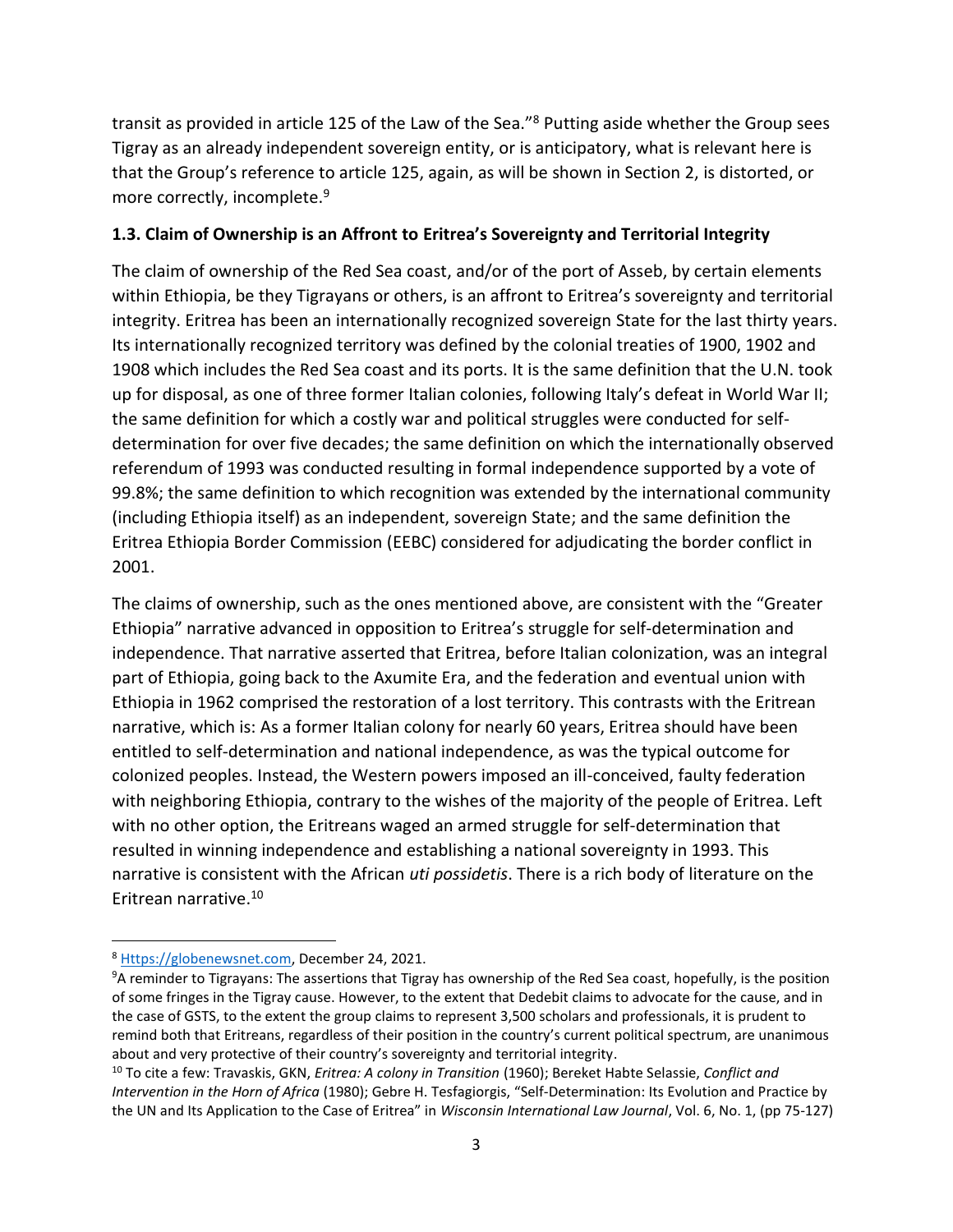transit as provided in article 125 of the Law of the Sea."[8] Putting aside whether the Group sees Tigray as an already independent sovereign entity, or is anticipatory, what is relevant here is that the Group's reference to article 125, again, as will be shown in Section 2, is distorted, or more correctly, incomplete.[9]

### 1.3. Claim of Ownership is an Affront to Eritrea's Sovereignty and Territorial Integrity

The claim of ownership of the Red Sea coast, and/or of the port of Asseb, by certain elements within Ethiopia, be they Tigrayans or others, is an affront to Eritrea's sovereignty and territorial integrity. Eritrea has been an internationally recognized sovereign State for the last thirty years. Its internationally recognized territory was defined by the colonial treaties of 1900, 1902 and 1908 which includes the Red Sea coast and its ports. It is the same definition that the U.N. took up for disposal, as one of three former Italian colonies, following Italy's defeat in World War II; the same definition for which a costly war and political struggles were conducted for self-determination for over five decades; the same definition on which the internationally observed referendum of 1993 was conducted resulting in formal independence supported by a vote of 99.8%; the same definition to which recognition was extended by the international community (including Ethiopia itself) as an independent, sovereign State; and the same definition the Eritrea Ethiopia Border Commission (EEBC) considered for adjudicating the border conflict in 2001.

The claims of ownership, such as the ones mentioned above, are consistent with the "Greater Ethiopia" narrative advanced in opposition to Eritrea's struggle for self-determination and independence. That narrative asserted that Eritrea, before Italian colonization, was an integral part of Ethiopia, going back to the Axumite Era, and the federation and eventual union with Ethiopia in 1962 comprised the restoration of a lost territory. This contrasts with the Eritrean narrative, which is: As a former Italian colony for nearly 60 years, Eritrea should have been entitled to self-determination and national independence, as was the typical outcome for colonized peoples. Instead, the Western powers imposed an ill-conceived, faulty federation with neighboring Ethiopia, contrary to the wishes of the majority of the people of Eritrea. Left with no other option, the Eritreans waged an armed struggle for self-determination that resulted in winning independence and establishing a national sovereignty in 1993. This narrative is consistent with the African *uti possidetis*. There is a rich body of literature on the Eritrean narrative.[10]

---

[8] [Https://globenewsnet.com](Https://globenewsnet.com), December 24, 2021.

[9] A reminder to Tigrayans: The assertions that Tigray has ownership of the Red Sea coast, hopefully, is the position of some fringes in the Tigray cause. However, to the extent that Dedebit claims to advocate for the cause, and in the case of GSTS, to the extent the group claims to represent 3,500 scholars and professionals, it is prudent to remind both that Eritreans, regardless of their position in the country's current political spectrum, are unanimous about and very protective of their country's sovereignty and territorial integrity.

[10] To cite a few: Travaskis, GKN, *Eritrea: A colony in Transition* (1960); Bereket Habte Selassie, *Conflict and Intervention in the Horn of Africa* (1980); Gebre H. Tesfagiorgis, "Self-Determination: Its Evolution and Practice by the UN and Its Application to the Case of Eritrea" in *Wisconsin International Law Journal*, Vol. 6, No. 1, (pp 75-127)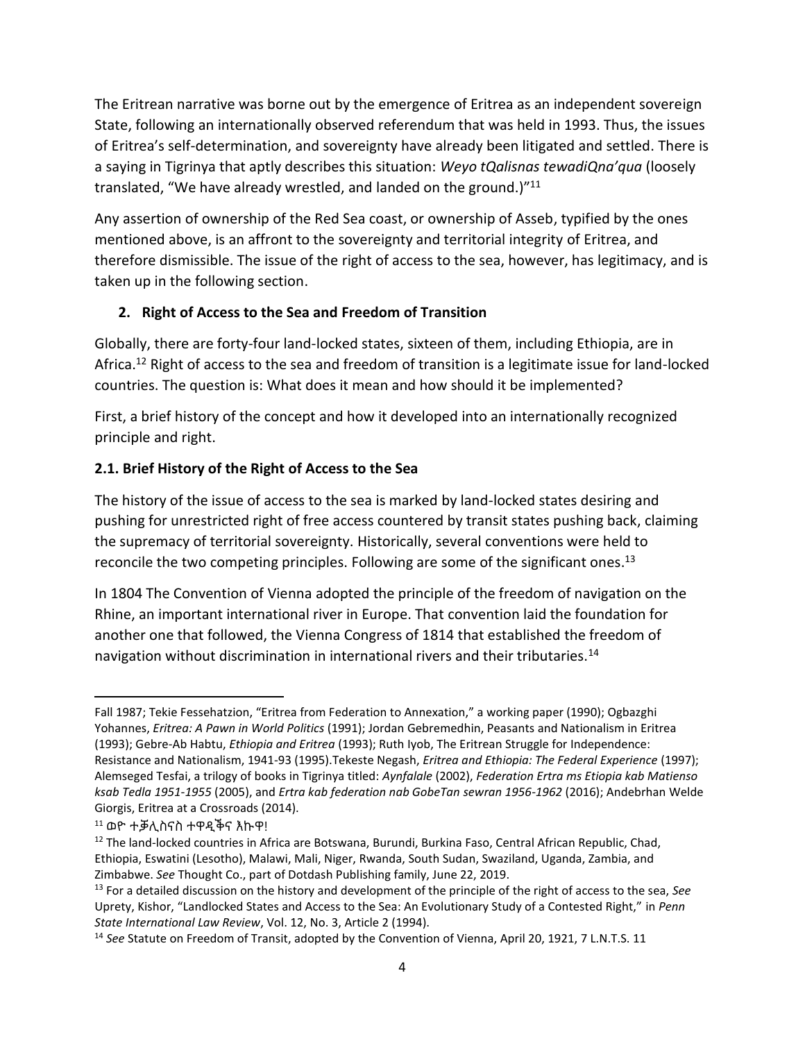The Eritrean narrative was borne out by the emergence of Eritrea as an independent sovereign State, following an internationally observed referendum that was held in 1993. Thus, the issues of Eritrea's self-determination, and sovereignty have already been litigated and settled. There is a saying in Tigrinya that aptly describes this situation: *Weyo tQalisnas tewadiQna'qua* (loosely translated, "We have already wrestled, and landed on the ground.)"[11]

Any assertion of ownership of the Red Sea coast, or ownership of Asseb, typified by the ones mentioned above, is an affront to the sovereignty and territorial integrity of Eritrea, and therefore dismissible. The issue of the right of access to the sea, however, has legitimacy, and is taken up in the following section.

## 2. Right of Access to the Sea and Freedom of Transition

Globally, there are forty-four land-locked states, sixteen of them, including Ethiopia, are in Africa.[12] Right of access to the sea and freedom of transition is a legitimate issue for land-locked countries. The question is: What does it mean and how should it be implemented?

First, a brief history of the concept and how it developed into an internationally recognized principle and right.

### 2.1. Brief History of the Right of Access to the Sea

The history of the issue of access to the sea is marked by land-locked states desiring and pushing for unrestricted right of free access countered by transit states pushing back, claiming the supremacy of territorial sovereignty. Historically, several conventions were held to reconcile the two competing principles. Following are some of the significant ones.[13]

In 1804 The Convention of Vienna adopted the principle of the freedom of navigation on the Rhine, an important international river in Europe. That convention laid the foundation for another one that followed, the Vienna Congress of 1814 that established the freedom of navigation without discrimination in international rivers and their tributaries.[14]

---

Fall 1987; Tekie Fessehatzion, "Eritrea from Federation to Annexation," a working paper (1990); Ogbazghi Yohannes, *Eritrea: A Pawn in World Politics* (1991); Jordan Gebremedhin, Peasants and Nationalism in Eritrea (1993); Gebre-Ab Habtu, *Ethiopia and Eritrea* (1993); Ruth Iyob, The Eritrean Struggle for Independence: Resistance and Nationalism, 1941-93 (1995).Tekeste Negash, *Eritrea and Ethiopia: The Federal Experience* (1997); Alemseged Tesfai, a trilogy of books in Tigrinya titled: *Aynfalale* (2002), *Federation Ertra ms Etiopia kab Matienso ksab Tedla 1951-1955* (2005), and *Ertra kab federation nab GobeTan sewran 1956-1962* (2016); Andebrhan Welde Giorgis, Eritrea at a Crossroads (2014).

[11] ወዮ ተቓሊስናስ ተዋዲቕና እኹዋ!

[12] The land-locked countries in Africa are Botswana, Burundi, Burkina Faso, Central African Republic, Chad, Ethiopia, Eswatini (Lesotho), Malawi, Mali, Niger, Rwanda, South Sudan, Swaziland, Uganda, Zambia, and Zimbabwe. *See* Thought Co., part of Dotdash Publishing family, June 22, 2019.

[13] For a detailed discussion on the history and development of the principle of the right of access to the sea, *See* Uprety, Kishor, "Landlocked States and Access to the Sea: An Evolutionary Study of a Contested Right," in *Penn State International Law Review*, Vol. 12, No. 3, Article 2 (1994).

[14] *See* Statute on Freedom of Transit, adopted by the Convention of Vienna, April 20, 1921, 7 L.N.T.S. 11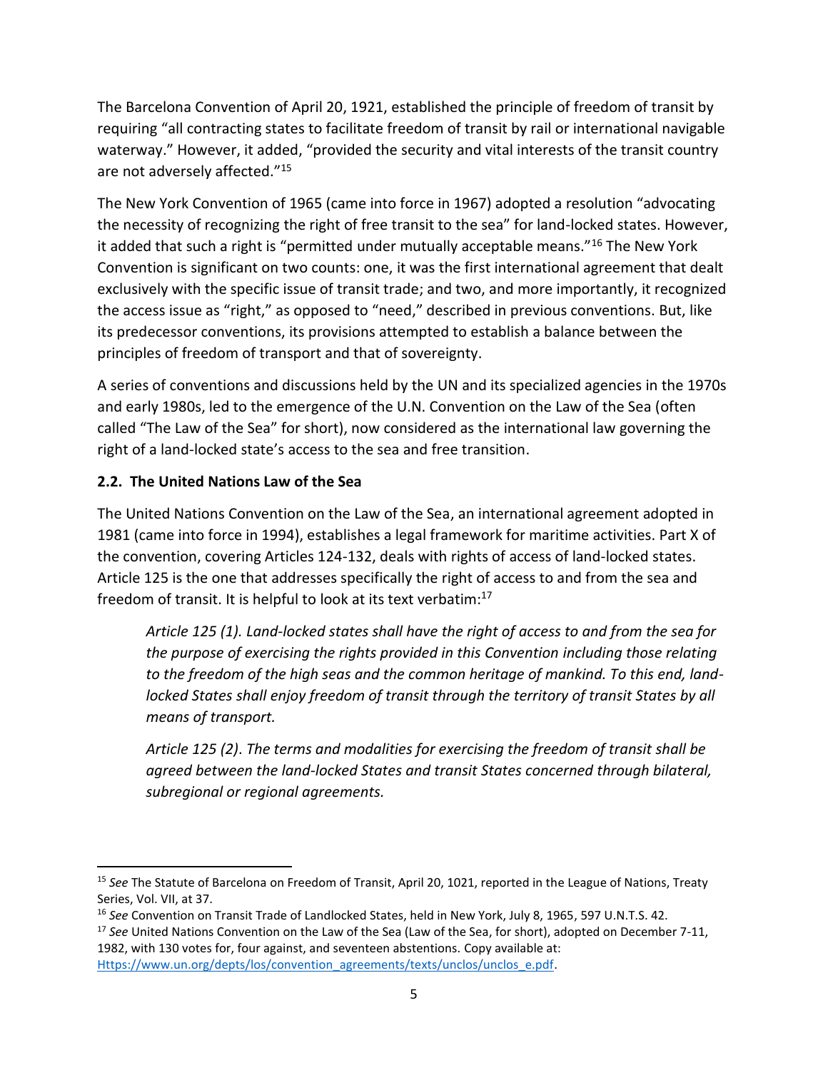The Barcelona Convention of April 20, 1921, established the principle of freedom of transit by requiring "all contracting states to facilitate freedom of transit by rail or international navigable waterway." However, it added, "provided the security and vital interests of the transit country are not adversely affected."[15]

The New York Convention of 1965 (came into force in 1967) adopted a resolution "advocating the necessity of recognizing the right of free transit to the sea" for land-locked states. However, it added that such a right is "permitted under mutually acceptable means."[16] The New York Convention is significant on two counts: one, it was the first international agreement that dealt exclusively with the specific issue of transit trade; and two, and more importantly, it recognized the access issue as "right," as opposed to "need," described in previous conventions. But, like its predecessor conventions, its provisions attempted to establish a balance between the principles of freedom of transport and that of sovereignty.

A series of conventions and discussions held by the UN and its specialized agencies in the 1970s and early 1980s, led to the emergence of the U.N. Convention on the Law of the Sea (often called "The Law of the Sea" for short), now considered as the international law governing the right of a land-locked state's access to the sea and free transition.

### 2.2. The United Nations Law of the Sea

The United Nations Convention on the Law of the Sea, an international agreement adopted in 1981 (came into force in 1994), establishes a legal framework for maritime activities. Part X of the convention, covering Articles 124-132, deals with rights of access of land-locked states. Article 125 is the one that addresses specifically the right of access to and from the sea and freedom of transit. It is helpful to look at its text verbatim:[17]

> *Article 125 (1). Land-locked states shall have the right of access to and from the sea for the purpose of exercising the rights provided in this Convention including those relating to the freedom of the high seas and the common heritage of mankind. To this end, land-locked States shall enjoy freedom of transit through the territory of transit States by all means of transport.*
>
> *Article 125 (2). The terms and modalities for exercising the freedom of transit shall be agreed between the land-locked States and transit States concerned through bilateral, subregional or regional agreements.*

---

[15] *See* The Statute of Barcelona on Freedom of Transit, April 20, 1021, reported in the League of Nations, Treaty Series, Vol. VII, at 37.

[16] *See* Convention on Transit Trade of Landlocked States, held in New York, July 8, 1965, 597 U.N.T.S. 42.

[17] *See* United Nations Convention on the Law of the Sea (Law of the Sea, for short), adopted on December 7-11, 1982, with 130 votes for, four against, and seventeen abstentions. Copy available at: [Https://www.un.org/depts/los/convention_agreements/texts/unclos/unclos_e.pdf](Https://www.un.org/depts/los/convention_agreements/texts/unclos/unclos_e.pdf).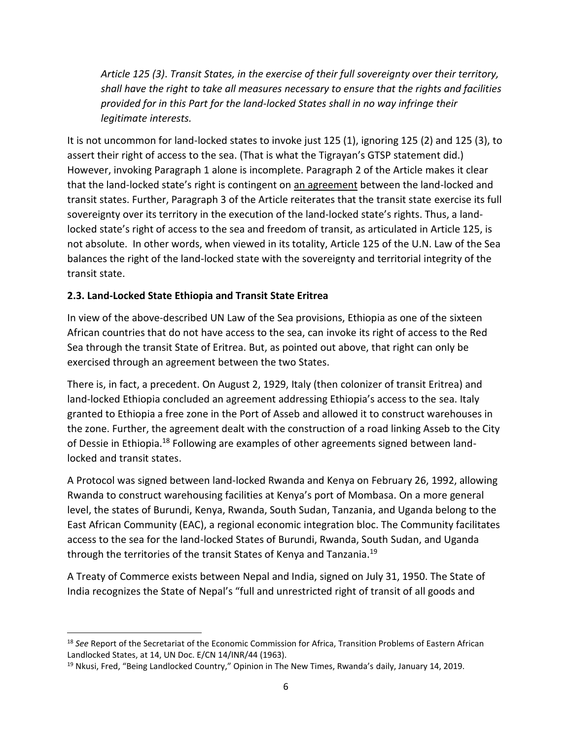*Article 125 (3). Transit States, in the exercise of their full sovereignty over their territory, shall have the right to take all measures necessary to ensure that the rights and facilities provided for in this Part for the land-locked States shall in no way infringe their legitimate interests.*

It is not uncommon for land-locked states to invoke just 125 (1), ignoring 125 (2) and 125 (3), to assert their right of access to the sea. (That is what the Tigrayan's GTSP statement did.) However, invoking Paragraph 1 alone is incomplete. Paragraph 2 of the Article makes it clear that the land-locked state's right is contingent on <u>an agreement</u> between the land-locked and transit states. Further, Paragraph 3 of the Article reiterates that the transit state exercise its full sovereignty over its territory in the execution of the land-locked state's rights. Thus, a land-locked state's right of access to the sea and freedom of transit, as articulated in Article 125, is not absolute. In other words, when viewed in its totality, Article 125 of the U.N. Law of the Sea balances the right of the land-locked state with the sovereignty and territorial integrity of the transit state.

### 2.3. Land-Locked State Ethiopia and Transit State Eritrea

In view of the above-described UN Law of the Sea provisions, Ethiopia as one of the sixteen African countries that do not have access to the sea, can invoke its right of access to the Red Sea through the transit State of Eritrea. But, as pointed out above, that right can only be exercised through an agreement between the two States.

There is, in fact, a precedent. On August 2, 1929, Italy (then colonizer of transit Eritrea) and land-locked Ethiopia concluded an agreement addressing Ethiopia's access to the sea. Italy granted to Ethiopia a free zone in the Port of Asseb and allowed it to construct warehouses in the zone. Further, the agreement dealt with the construction of a road linking Asseb to the City of Dessie in Ethiopia.[18] Following are examples of other agreements signed between land-locked and transit states.

A Protocol was signed between land-locked Rwanda and Kenya on February 26, 1992, allowing Rwanda to construct warehousing facilities at Kenya's port of Mombasa. On a more general level, the states of Burundi, Kenya, Rwanda, South Sudan, Tanzania, and Uganda belong to the East African Community (EAC), a regional economic integration bloc. The Community facilitates access to the sea for the land-locked States of Burundi, Rwanda, South Sudan, and Uganda through the territories of the transit States of Kenya and Tanzania.[19]

A Treaty of Commerce exists between Nepal and India, signed on July 31, 1950. The State of India recognizes the State of Nepal's "full and unrestricted right of transit of all goods and

---

[18] *See* Report of the Secretariat of the Economic Commission for Africa, Transition Problems of Eastern African Landlocked States, at 14, UN Doc. E/CN 14/INR/44 (1963).

[19] Nkusi, Fred, "Being Landlocked Country," Opinion in The New Times, Rwanda's daily, January 14, 2019.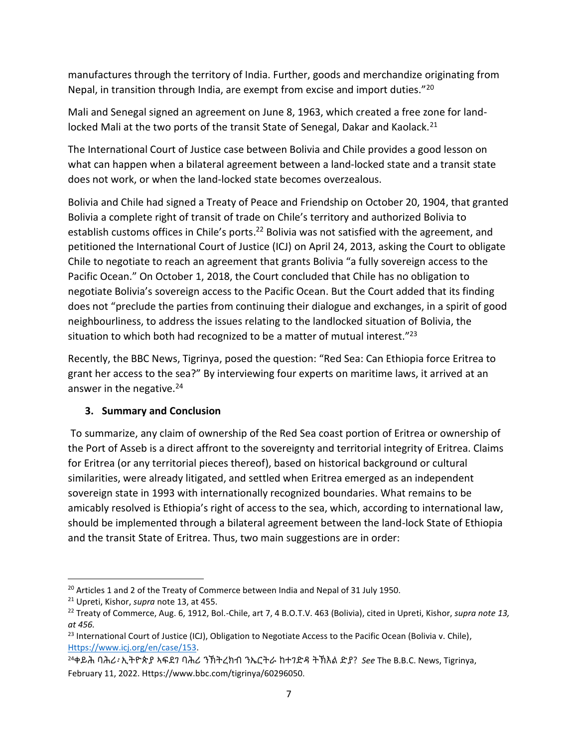manufactures through the territory of India. Further, goods and merchandize originating from Nepal, in transition through India, are exempt from excise and import duties."[20]

Mali and Senegal signed an agreement on June 8, 1963, which created a free zone for land-locked Mali at the two ports of the transit State of Senegal, Dakar and Kaolack.[21]

The International Court of Justice case between Bolivia and Chile provides a good lesson on what can happen when a bilateral agreement between a land-locked state and a transit state does not work, or when the land-locked state becomes overzealous.

Bolivia and Chile had signed a Treaty of Peace and Friendship on October 20, 1904, that granted Bolivia a complete right of transit of trade on Chile's territory and authorized Bolivia to establish customs offices in Chile's ports.[22] Bolivia was not satisfied with the agreement, and petitioned the International Court of Justice (ICJ) on April 24, 2013, asking the Court to obligate Chile to negotiate to reach an agreement that grants Bolivia "a fully sovereign access to the Pacific Ocean." On October 1, 2018, the Court concluded that Chile has no obligation to negotiate Bolivia's sovereign access to the Pacific Ocean. But the Court added that its finding does not "preclude the parties from continuing their dialogue and exchanges, in a spirit of good neighbourliness, to address the issues relating to the landlocked situation of Bolivia, the situation to which both had recognized to be a matter of mutual interest."[23]

Recently, the BBC News, Tigrinya, posed the question: "Red Sea: Can Ethiopia force Eritrea to grant her access to the sea?" By interviewing four experts on maritime laws, it arrived at an answer in the negative.[24]

## 3. Summary and Conclusion

To summarize, any claim of ownership of the Red Sea coast portion of Eritrea or ownership of the Port of Asseb is a direct affront to the sovereignty and territorial integrity of Eritrea. Claims for Eritrea (or any territorial pieces thereof), based on historical background or cultural similarities, were already litigated, and settled when Eritrea emerged as an independent sovereign state in 1993 with internationally recognized boundaries. What remains to be amicably resolved is Ethiopia's right of access to the sea, which, according to international law, should be implemented through a bilateral agreement between the land-lock State of Ethiopia and the transit State of Eritrea. Thus, two main suggestions are in order:

---

[20] Articles 1 and 2 of the Treaty of Commerce between India and Nepal of 31 July 1950.

[21] Upreti, Kishor, *supra* note 13, at 455.

[22] Treaty of Commerce, Aug. 6, 1912, Bol.-Chile, art 7, 4 B.O.T.V. 463 (Bolivia), cited in Upreti, Kishor, *supra note 13, at 456.*

[23] International Court of Justice (ICJ), Obligation to Negotiate Access to the Pacific Ocean (Bolivia v. Chile), Https://www.icj.org/en/case/153.

[24] ቀይሕ ባሕሪ፡ ኢትዮጵያ ኣፍደገ ባሕሪ ንኽትረክብ ንኤርትራ ክተገድዳ ትኽእል ድያ? *See* The B.B.C. News, Tigrinya, February 11, 2022. Https://www.bbc.com/tigrinya/60296050.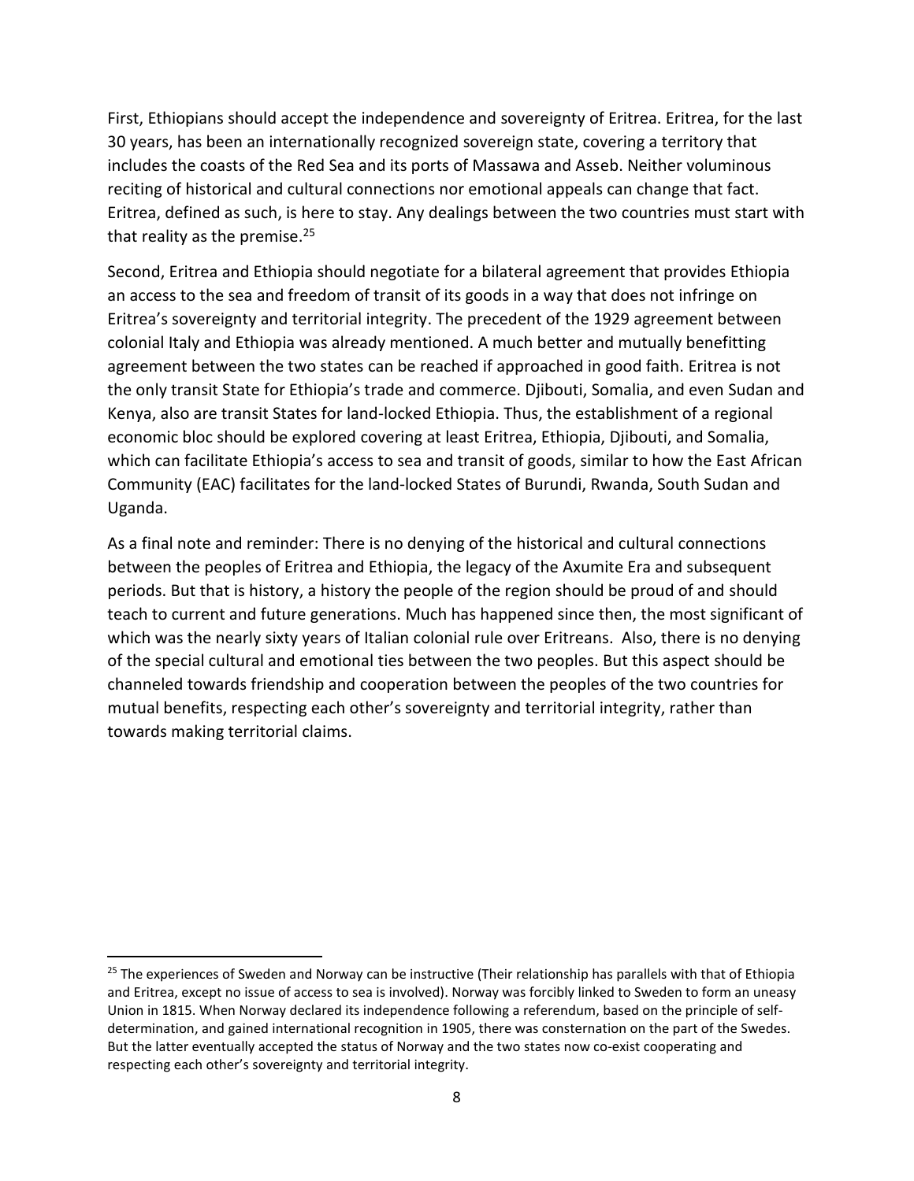First, Ethiopians should accept the independence and sovereignty of Eritrea. Eritrea, for the last 30 years, has been an internationally recognized sovereign state, covering a territory that includes the coasts of the Red Sea and its ports of Massawa and Asseb. Neither voluminous reciting of historical and cultural connections nor emotional appeals can change that fact. Eritrea, defined as such, is here to stay. Any dealings between the two countries must start with that reality as the premise.[25]

Second, Eritrea and Ethiopia should negotiate for a bilateral agreement that provides Ethiopia an access to the sea and freedom of transit of its goods in a way that does not infringe on Eritrea's sovereignty and territorial integrity. The precedent of the 1929 agreement between colonial Italy and Ethiopia was already mentioned. A much better and mutually benefitting agreement between the two states can be reached if approached in good faith. Eritrea is not the only transit State for Ethiopia's trade and commerce. Djibouti, Somalia, and even Sudan and Kenya, also are transit States for land-locked Ethiopia. Thus, the establishment of a regional economic bloc should be explored covering at least Eritrea, Ethiopia, Djibouti, and Somalia, which can facilitate Ethiopia's access to sea and transit of goods, similar to how the East African Community (EAC) facilitates for the land-locked States of Burundi, Rwanda, South Sudan and Uganda.

As a final note and reminder: There is no denying of the historical and cultural connections between the peoples of Eritrea and Ethiopia, the legacy of the Axumite Era and subsequent periods. But that is history, a history the people of the region should be proud of and should teach to current and future generations. Much has happened since then, the most significant of which was the nearly sixty years of Italian colonial rule over Eritreans. Also, there is no denying of the special cultural and emotional ties between the two peoples. But this aspect should be channeled towards friendship and cooperation between the peoples of the two countries for mutual benefits, respecting each other's sovereignty and territorial integrity, rather than towards making territorial claims.

---

[25] The experiences of Sweden and Norway can be instructive (Their relationship has parallels with that of Ethiopia and Eritrea, except no issue of access to sea is involved). Norway was forcibly linked to Sweden to form an uneasy Union in 1815. When Norway declared its independence following a referendum, based on the principle of self-determination, and gained international recognition in 1905, there was consternation on the part of the Swedes. But the latter eventually accepted the status of Norway and the two states now co-exist cooperating and respecting each other's sovereignty and territorial integrity.